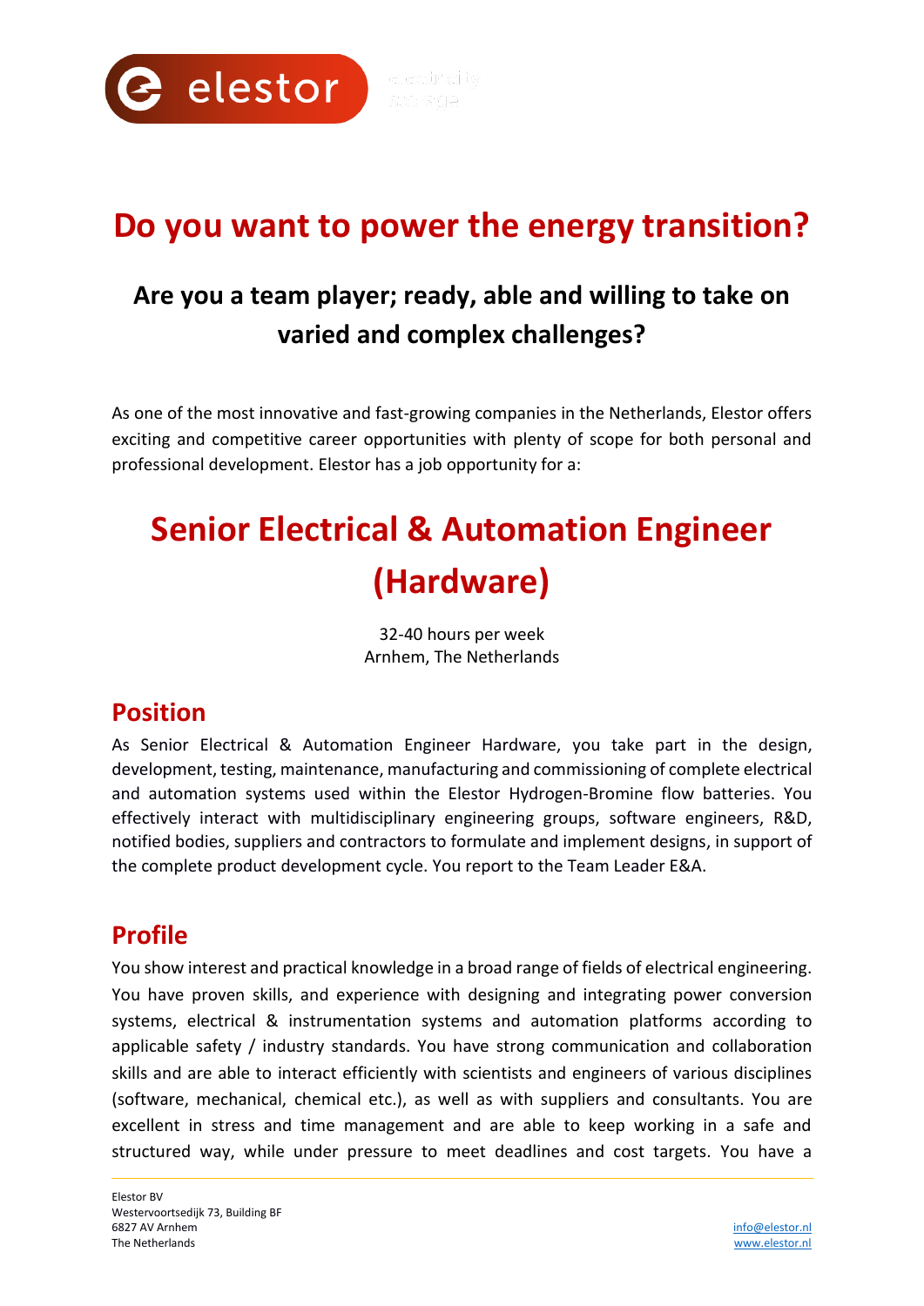# Do you want to power the energy transition?

## Are you a team player; ready, able and willing to take on varied and complex challenges?

As one of the most innovative and fast-growing companies in the Netherlands, Elestor offers exciting and competitive career opportunities with plenty of scope for both personal and professional development. Elestor has a job opportunity for a:

# Senior Electrical & Automation Engineer (Hardware)

32-40 hours per week
Arnhem, The Netherlands

## Position

As Senior Electrical & Automation Engineer Hardware, you take part in the design, development, testing, maintenance, manufacturing and commissioning of complete electrical and automation systems used within the Elestor Hydrogen-Bromine flow batteries. You effectively interact with multidisciplinary engineering groups, software engineers, R&D, notified bodies, suppliers and contractors to formulate and implement designs, in support of the complete product development cycle. You report to the Team Leader E&A.

## Profile

You show interest and practical knowledge in a broad range of fields of electrical engineering. You have proven skills, and experience with designing and integrating power conversion systems, electrical & instrumentation systems and automation platforms according to applicable safety / industry standards. You have strong communication and collaboration skills and are able to interact efficiently with scientists and engineers of various disciplines (software, mechanical, chemical etc.), as well as with suppliers and consultants. You are excellent in stress and time management and are able to keep working in a safe and structured way, while under pressure to meet deadlines and cost targets. You have a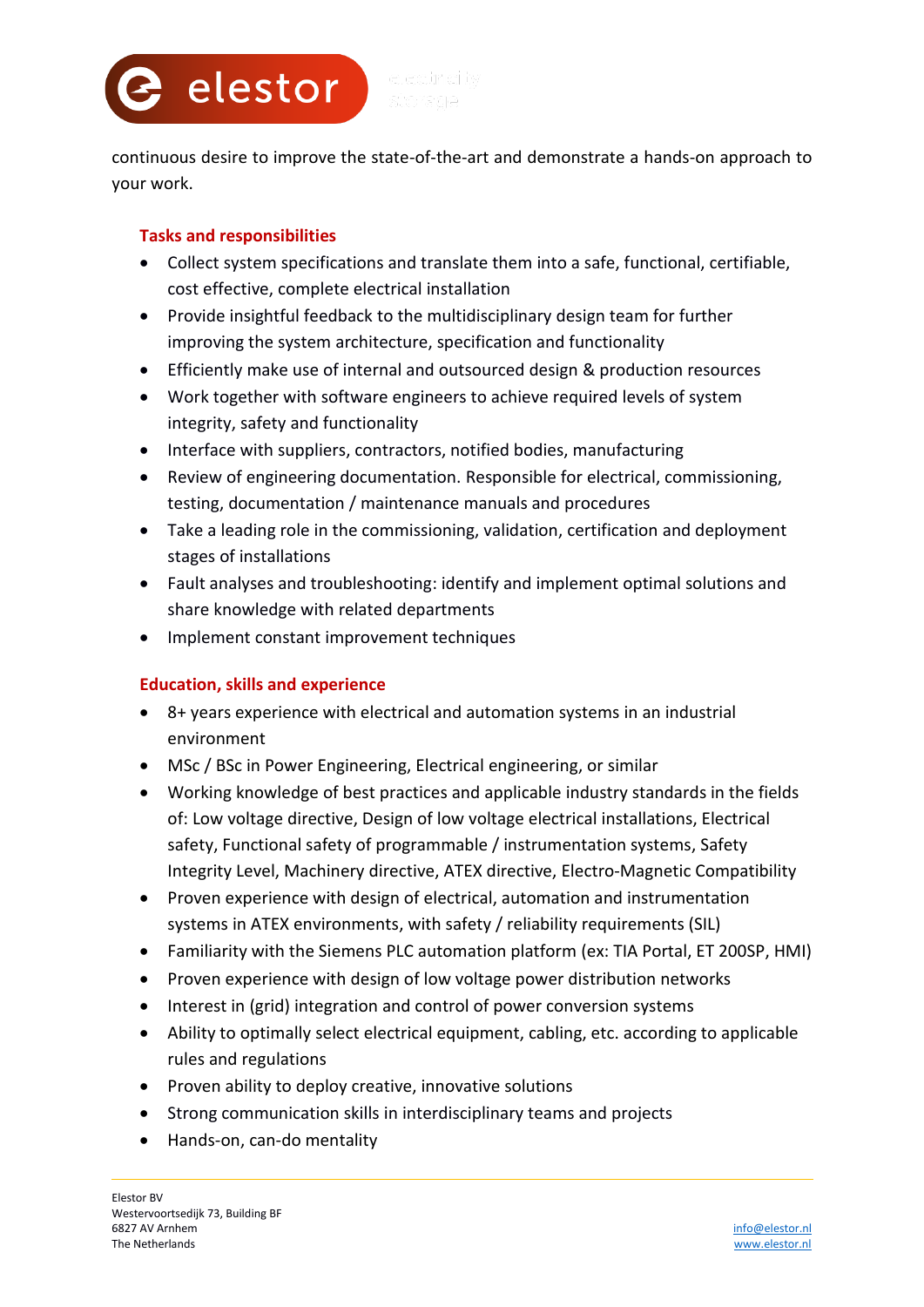continuous desire to improve the state-of-the-art and demonstrate a hands-on approach to your work.

### Tasks and responsibilities

- Collect system specifications and translate them into a safe, functional, certifiable, cost effective, complete electrical installation
- Provide insightful feedback to the multidisciplinary design team for further improving the system architecture, specification and functionality
- Efficiently make use of internal and outsourced design & production resources
- Work together with software engineers to achieve required levels of system integrity, safety and functionality
- Interface with suppliers, contractors, notified bodies, manufacturing
- Review of engineering documentation. Responsible for electrical, commissioning, testing, documentation / maintenance manuals and procedures
- Take a leading role in the commissioning, validation, certification and deployment stages of installations
- Fault analyses and troubleshooting: identify and implement optimal solutions and share knowledge with related departments
- Implement constant improvement techniques

### Education, skills and experience

- 8+ years experience with electrical and automation systems in an industrial environment
- MSc / BSc in Power Engineering, Electrical engineering, or similar
- Working knowledge of best practices and applicable industry standards in the fields of: Low voltage directive, Design of low voltage electrical installations, Electrical safety, Functional safety of programmable / instrumentation systems, Safety Integrity Level, Machinery directive, ATEX directive, Electro-Magnetic Compatibility
- Proven experience with design of electrical, automation and instrumentation systems in ATEX environments, with safety / reliability requirements (SIL)
- Familiarity with the Siemens PLC automation platform (ex: TIA Portal, ET 200SP, HMI)
- Proven experience with design of low voltage power distribution networks
- Interest in (grid) integration and control of power conversion systems
- Ability to optimally select electrical equipment, cabling, etc. according to applicable rules and regulations
- Proven ability to deploy creative, innovative solutions
- Strong communication skills in interdisciplinary teams and projects
- Hands-on, can-do mentality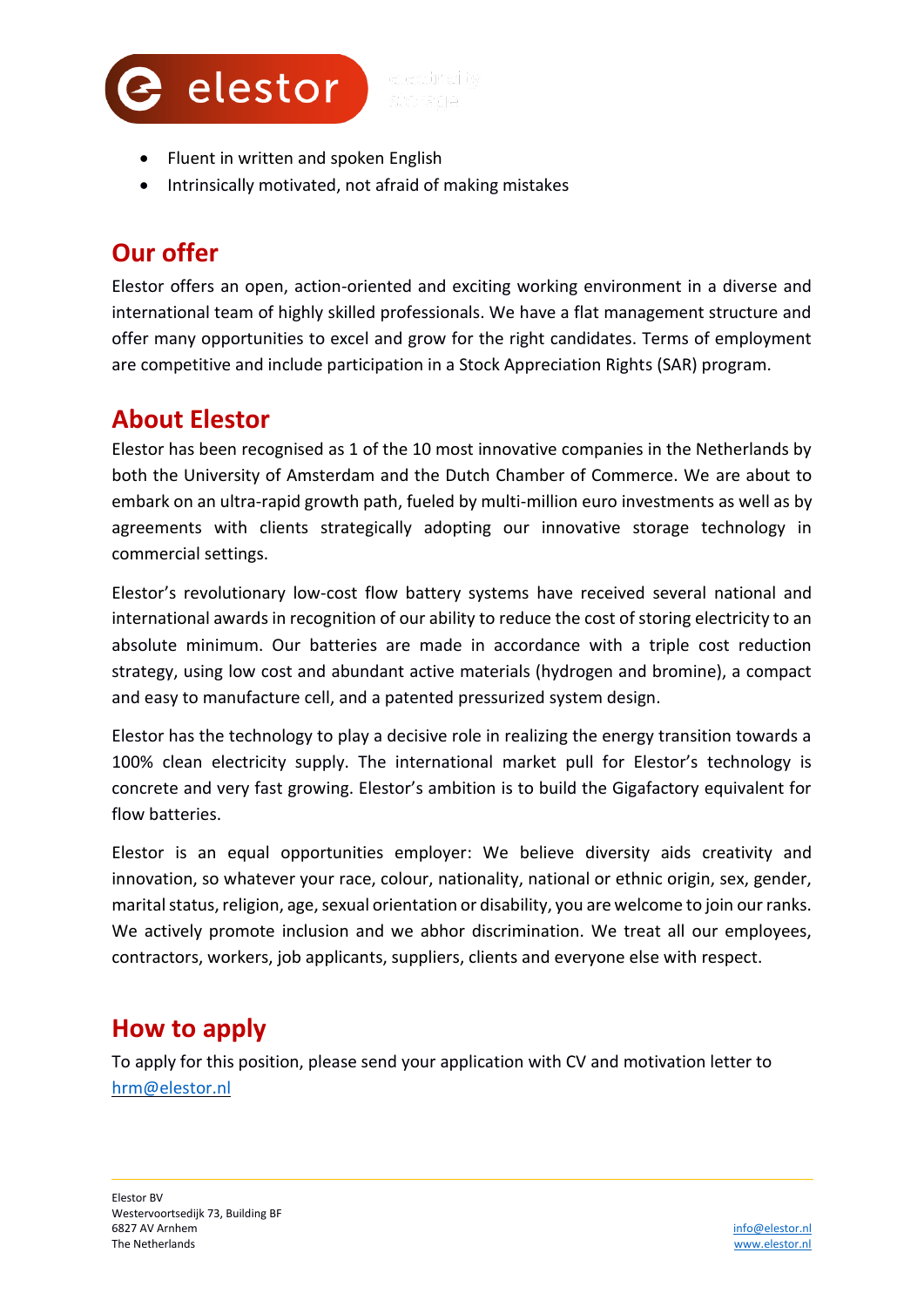- Fluent in written and spoken English
- Intrinsically motivated, not afraid of making mistakes

## Our offer

Elestor offers an open, action-oriented and exciting working environment in a diverse and international team of highly skilled professionals. We have a flat management structure and offer many opportunities to excel and grow for the right candidates. Terms of employment are competitive and include participation in a Stock Appreciation Rights (SAR) program.

## About Elestor

Elestor has been recognised as 1 of the 10 most innovative companies in the Netherlands by both the University of Amsterdam and the Dutch Chamber of Commerce. We are about to embark on an ultra-rapid growth path, fueled by multi-million euro investments as well as by agreements with clients strategically adopting our innovative storage technology in commercial settings.

Elestor's revolutionary low-cost flow battery systems have received several national and international awards in recognition of our ability to reduce the cost of storing electricity to an absolute minimum. Our batteries are made in accordance with a triple cost reduction strategy, using low cost and abundant active materials (hydrogen and bromine), a compact and easy to manufacture cell, and a patented pressurized system design.

Elestor has the technology to play a decisive role in realizing the energy transition towards a 100% clean electricity supply. The international market pull for Elestor's technology is concrete and very fast growing. Elestor's ambition is to build the Gigafactory equivalent for flow batteries.

Elestor is an equal opportunities employer: We believe diversity aids creativity and innovation, so whatever your race, colour, nationality, national or ethnic origin, sex, gender, marital status, religion, age, sexual orientation or disability, you are welcome to join our ranks. We actively promote inclusion and we abhor discrimination. We treat all our employees, contractors, workers, job applicants, suppliers, clients and everyone else with respect.

## How to apply

To apply for this position, please send your application with CV and motivation letter to hrm@elestor.nl

Elestor BV
Westervoortsedijk 73, Building BF
6827 AV Arnhem
The Netherlands

info@elestor.nl
www.elestor.nl